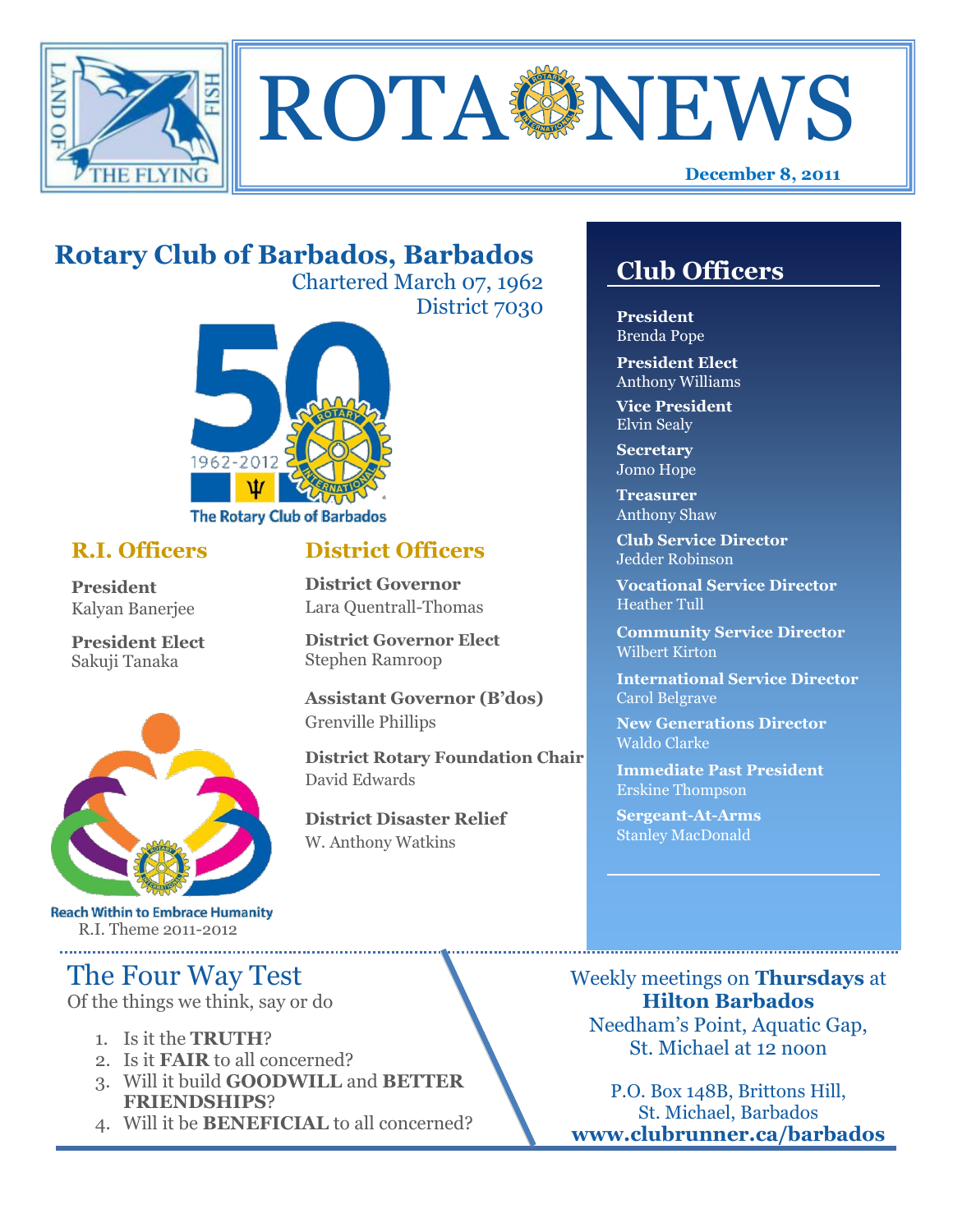# ROTA NEWS

**December 8, 2011**

## Rotary Club of Barbados, Barbados

Chartered March 07, 1962
District 7030

The Rotary Club of Barbados

### R.I. Officers

**President**
Kalyan Banerjee

**President Elect**
Sakuji Tanaka

Reach Within to Embrace Humanity
R.I. Theme 2011-2012

### District Officers

**District Governor**
Lara Quentrall-Thomas

**District Governor Elect**
Stephen Ramroop

**Assistant Governor (B'dos)**
Grenville Phillips

**District Rotary Foundation Chair**
David Edwards

**District Disaster Relief**
W. Anthony Watkins

### Club Officers

**President**
Brenda Pope

**President Elect**
Anthony Williams

**Vice President**
Elvin Sealy

**Secretary**
Jomo Hope

**Treasurer**
Anthony Shaw

**Club Service Director**
Jedder Robinson

**Vocational Service Director**
Heather Tull

**Community Service Director**
Wilbert Kirton

**International Service Director**
Carol Belgrave

**New Generations Director**
Waldo Clarke

**Immediate Past President**
Erskine Thompson

**Sergeant-At-Arms**
Stanley MacDonald

## The Four Way Test

Of the things we think, say or do

1. Is it the **TRUTH**?
2. Is it **FAIR** to all concerned?
3. Will it build **GOODWILL** and **BETTER FRIENDSHIPS**?
4. Will it be **BENEFICIAL** to all concerned?

Weekly meetings on **Thursdays** at **Hilton Barbados**
Needham's Point, Aquatic Gap, St. Michael at 12 noon

P.O. Box 148B, Brittons Hill, St. Michael, Barbados
**www.clubrunner.ca/barbados**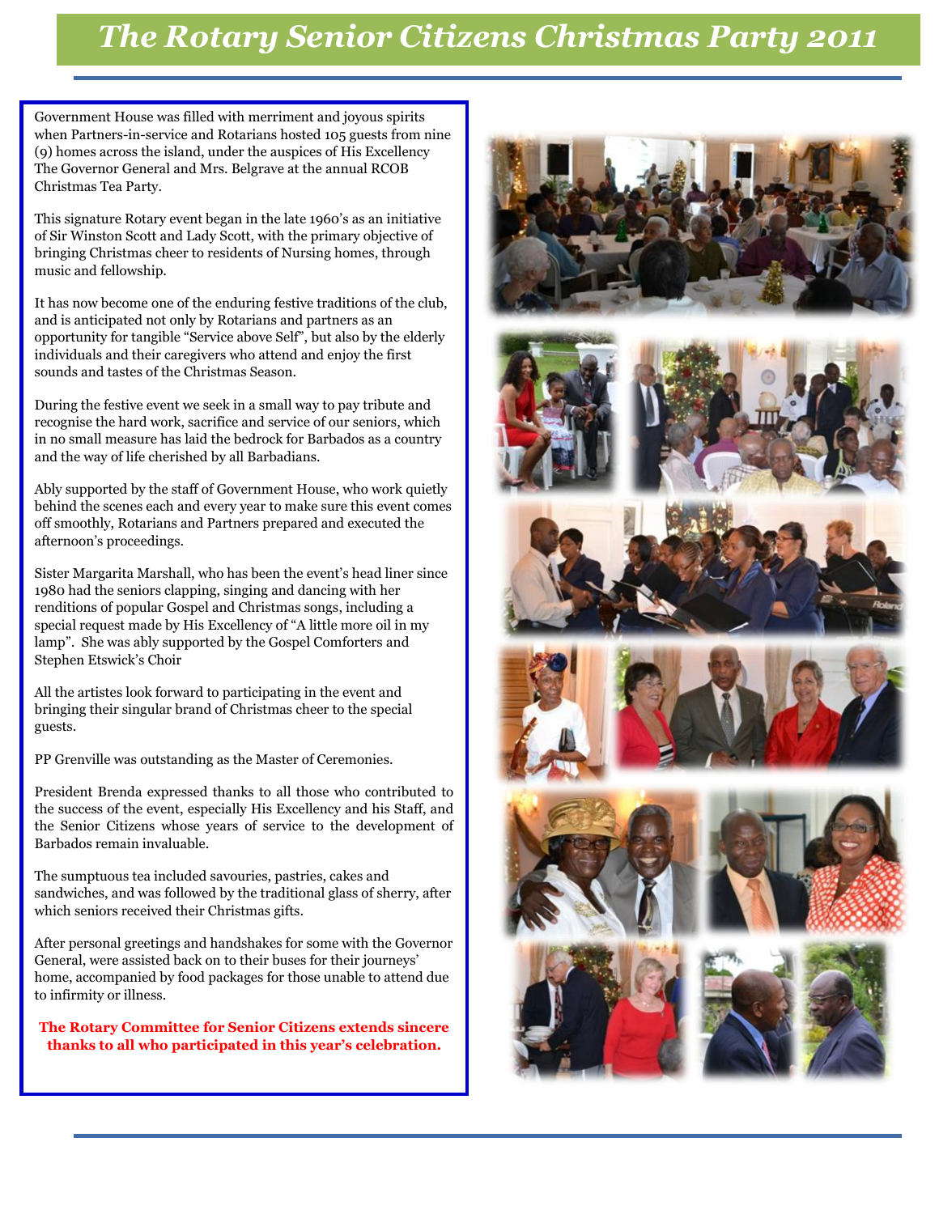# The Rotary Senior Citizens Christmas Party 2011

Government House was filled with merriment and joyous spirits when Partners-in-service and Rotarians hosted 105 guests from nine (9) homes across the island, under the auspices of His Excellency The Governor General and Mrs. Belgrave at the annual RCOB Christmas Tea Party.

This signature Rotary event began in the late 1960's as an initiative of Sir Winston Scott and Lady Scott, with the primary objective of bringing Christmas cheer to residents of Nursing homes, through music and fellowship.

It has now become one of the enduring festive traditions of the club, and is anticipated not only by Rotarians and partners as an opportunity for tangible "Service above Self", but also by the elderly individuals and their caregivers who attend and enjoy the first sounds and tastes of the Christmas Season.

During the festive event we seek in a small way to pay tribute and recognise the hard work, sacrifice and service of our seniors, which in no small measure has laid the bedrock for Barbados as a country and the way of life cherished by all Barbadians.

Ably supported by the staff of Government House, who work quietly behind the scenes each and every year to make sure this event comes off smoothly, Rotarians and Partners prepared and executed the afternoon's proceedings.

Sister Margarita Marshall, who has been the event's head liner since 1980 had the seniors clapping, singing and dancing with her renditions of popular Gospel and Christmas songs, including a special request made by His Excellency of "A little more oil in my lamp". She was ably supported by the Gospel Comforters and Stephen Etswick's Choir

All the artistes look forward to participating in the event and bringing their singular brand of Christmas cheer to the special guests.

PP Grenville was outstanding as the Master of Ceremonies.

President Brenda expressed thanks to all those who contributed to the success of the event, especially His Excellency and his Staff, and the Senior Citizens whose years of service to the development of Barbados remain invaluable.

The sumptuous tea included savouries, pastries, cakes and sandwiches, and was followed by the traditional glass of sherry, after which seniors received their Christmas gifts.

After personal greetings and handshakes for some with the Governor General, were assisted back on to their buses for their journeys' home, accompanied by food packages for those unable to attend due to infirmity or illness.

**The Rotary Committee for Senior Citizens extends sincere thanks to all who participated in this year's celebration.**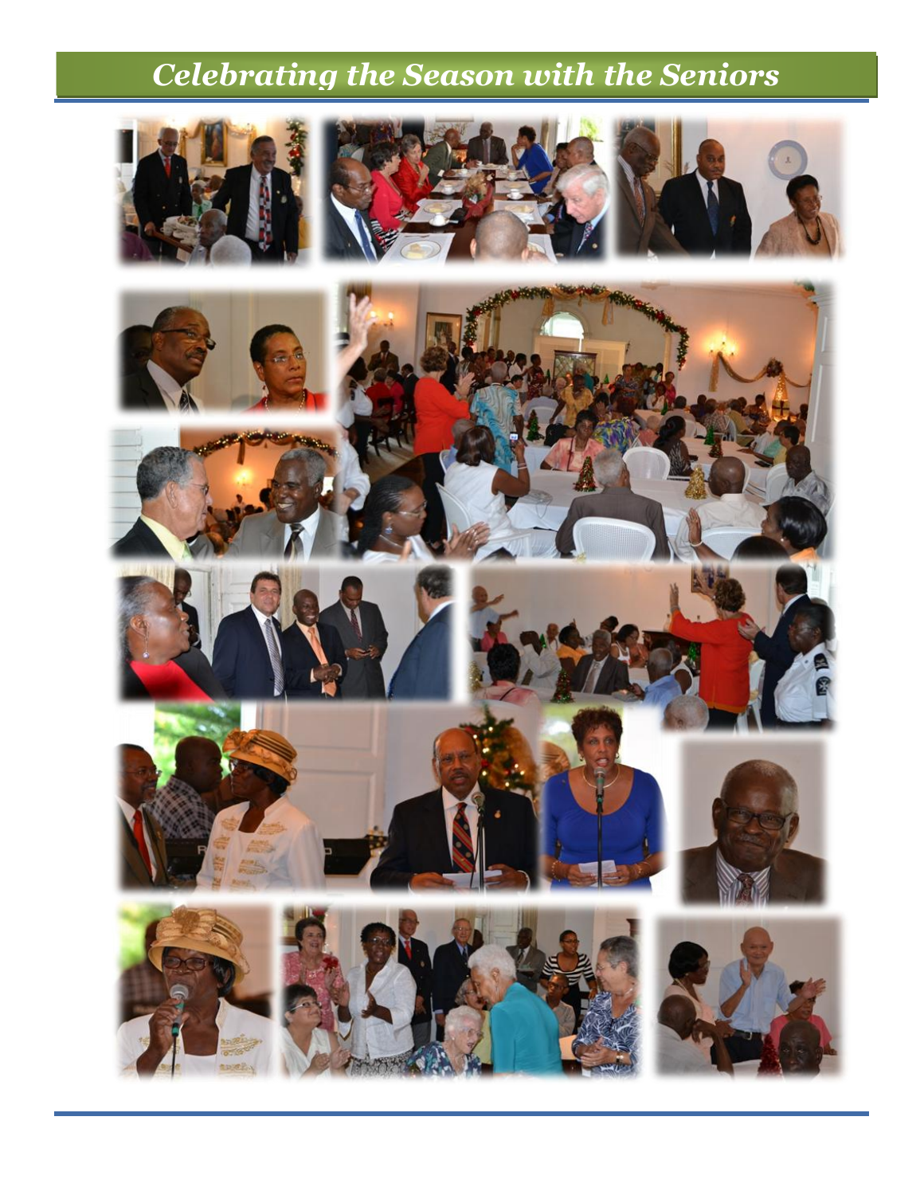# *Celebrating the Season with the Seniors*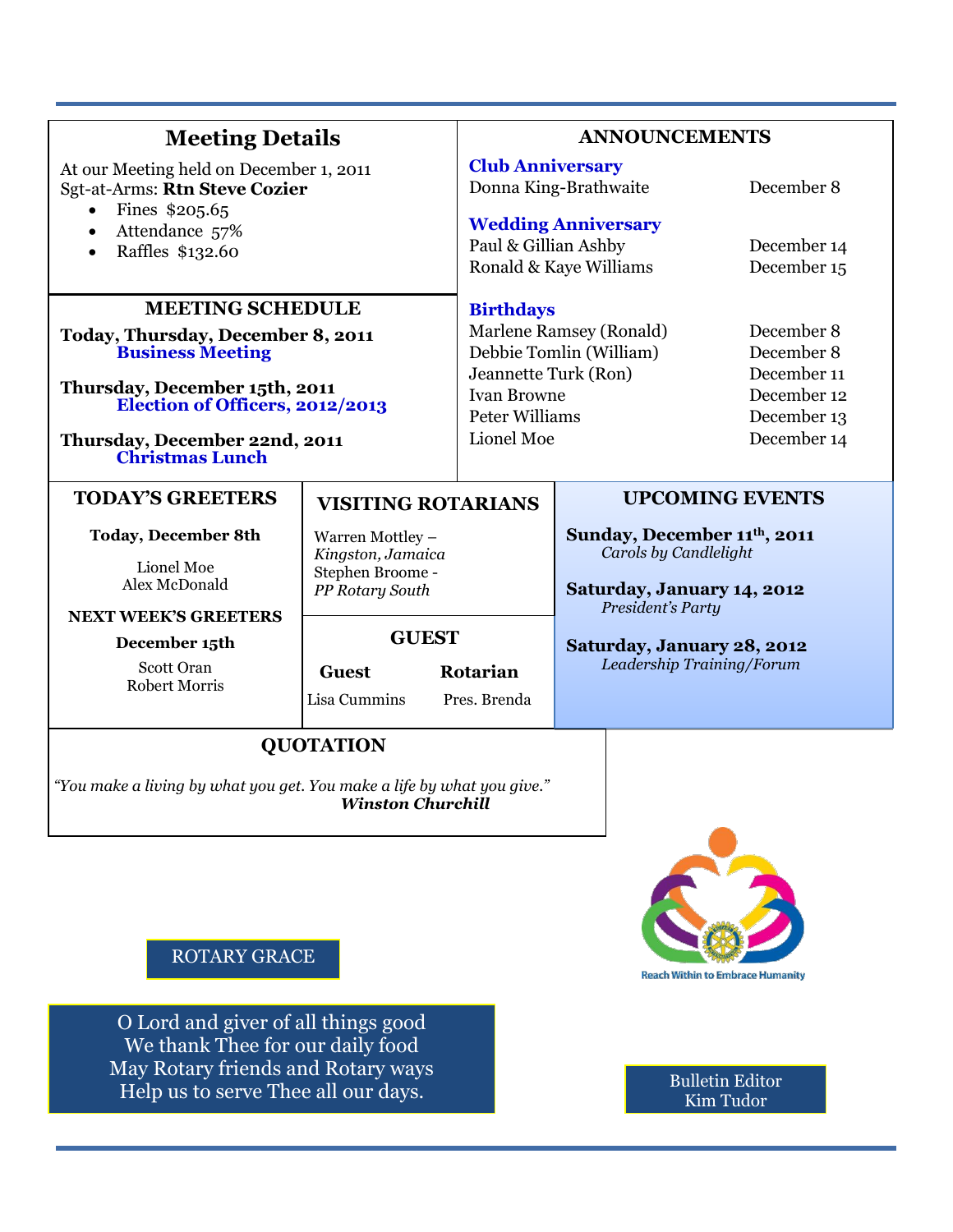## Meeting Details

At our Meeting held on December 1, 2011
Sgt-at-Arms: **Rtn Steve Cozier**

- Fines $205.65
- Attendance 57%
- Raffles $132.60

## MEETING SCHEDULE

**Today, Thursday, December 8, 2011**
**Business Meeting**

**Thursday, December 15th, 2011**
**Election of Officers, 2012/2013**

**Thursday, December 22nd, 2011**
**Christmas Lunch**

## ANNOUNCEMENTS

### Club Anniversary

| | |
|---|---|
| Donna King-Brathwaite | December 8 |

### Wedding Anniversary

| | |
|---|---|
| Paul & Gillian Ashby | December 14 |
| Ronald & Kaye Williams | December 15 |

### Birthdays

| | |
|---|---|
| Marlene Ramsey (Ronald) | December 8 |
| Debbie Tomlin (William) | December 8 |
| Jeannette Turk (Ron) | December 11 |
| Ivan Browne | December 12 |
| Peter Williams | December 13 |
| Lionel Moe | December 14 |

## TODAY'S GREETERS

**Today, December 8th**

Lionel Moe
Alex McDonald

**NEXT WEEK'S GREETERS**

**December 15th**

Scott Oran
Robert Morris

## VISITING ROTARIANS

Warren Mottley – *Kingston, Jamaica*
Stephen Broome - *PP Rotary South*

## GUEST

| Guest | Rotarian |
|---|---|
| Lisa Cummins | Pres. Brenda |

## UPCOMING EVENTS

**Sunday, December 11th, 2011**
*Carols by Candlelight*

**Saturday, January 14, 2012**
*President's Party*

**Saturday, January 28, 2012**
*Leadership Training/Forum*

## QUOTATION

*"You make a living by what you get. You make a life by what you give."*
***Winston Churchill***

Reach Within to Embrace Humanity

ROTARY GRACE

O Lord and giver of all things good
We thank Thee for our daily food
May Rotary friends and Rotary ways
Help us to serve Thee all our days.

Bulletin Editor
Kim Tudor